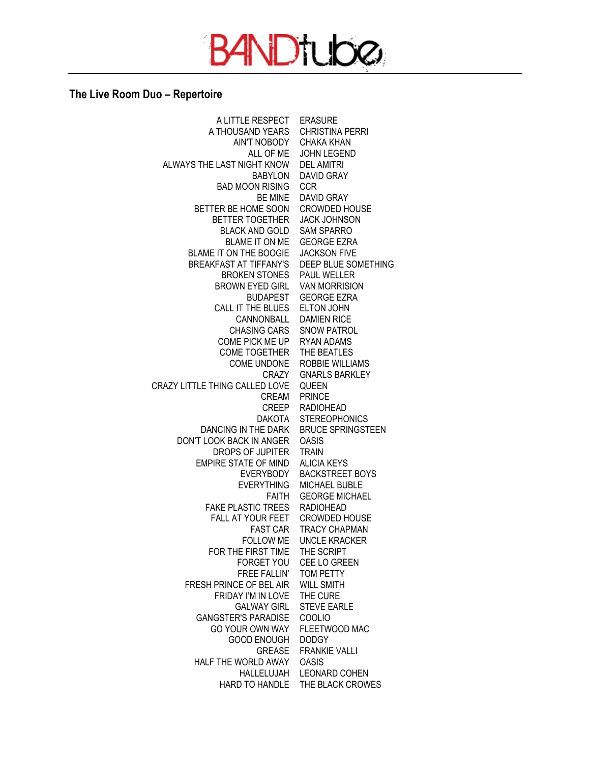BANDtube

## The Live Room Duo – Repertoire

| | |
|---|---|
| A LITTLE RESPECT | ERASURE |
| A THOUSAND YEARS | CHRISTINA PERRI |
| AIN'T NOBODY | CHAKA KHAN |
| ALL OF ME | JOHN LEGEND |
| ALWAYS THE LAST NIGHT KNOW | DEL AMITRI |
| BABYLON | DAVID GRAY |
| BAD MOON RISING | CCR |
| BE MINE | DAVID GRAY |
| BETTER BE HOME SOON | CROWDED HOUSE |
| BETTER TOGETHER | JACK JOHNSON |
| BLACK AND GOLD | SAM SPARRO |
| BLAME IT ON ME | GEORGE EZRA |
| BLAME IT ON THE BOOGIE | JACKSON FIVE |
| BREAKFAST AT TIFFANY'S | DEEP BLUE SOMETHING |
| BROKEN STONES | PAUL WELLER |
| BROWN EYED GIRL | VAN MORRISION |
| BUDAPEST | GEORGE EZRA |
| CALL IT THE BLUES | ELTON JOHN |
| CANNONBALL | DAMIEN RICE |
| CHASING CARS | SNOW PATROL |
| COME PICK ME UP | RYAN ADAMS |
| COME TOGETHER | THE BEATLES |
| COME UNDONE | ROBBIE WILLIAMS |
| CRAZY | GNARLS BARKLEY |
| CRAZY LITTLE THING CALLED LOVE | QUEEN |
| CREAM | PRINCE |
| CREEP | RADIOHEAD |
| DAKOTA | STEREOPHONICS |
| DANCING IN THE DARK | BRUCE SPRINGSTEEN |
| DON'T LOOK BACK IN ANGER | OASIS |
| DROPS OF JUPITER | TRAIN |
| EMPIRE STATE OF MIND | ALICIA KEYS |
| EVERYBODY | BACKSTREET BOYS |
| EVERYTHING | MICHAEL BUBLE |
| FAITH | GEORGE MICHAEL |
| FAKE PLASTIC TREES | RADIOHEAD |
| FALL AT YOUR FEET | CROWDED HOUSE |
| FAST CAR | TRACY CHAPMAN |
| FOLLOW ME | UNCLE KRACKER |
| FOR THE FIRST TIME | THE SCRIPT |
| FORGET YOU | CEE LO GREEN |
| FREE FALLIN' | TOM PETTY |
| FRESH PRINCE OF BEL AIR | WILL SMITH |
| FRIDAY I'M IN LOVE | THE CURE |
| GALWAY GIRL | STEVE EARLE |
| GANGSTER'S PARADISE | COOLIO |
| GO YOUR OWN WAY | FLEETWOOD MAC |
| GOOD ENOUGH | DODGY |
| GREASE | FRANKIE VALLI |
| HALF THE WORLD AWAY | OASIS |
| HALLELUJAH | LEONARD COHEN |
| HARD TO HANDLE | THE BLACK CROWES |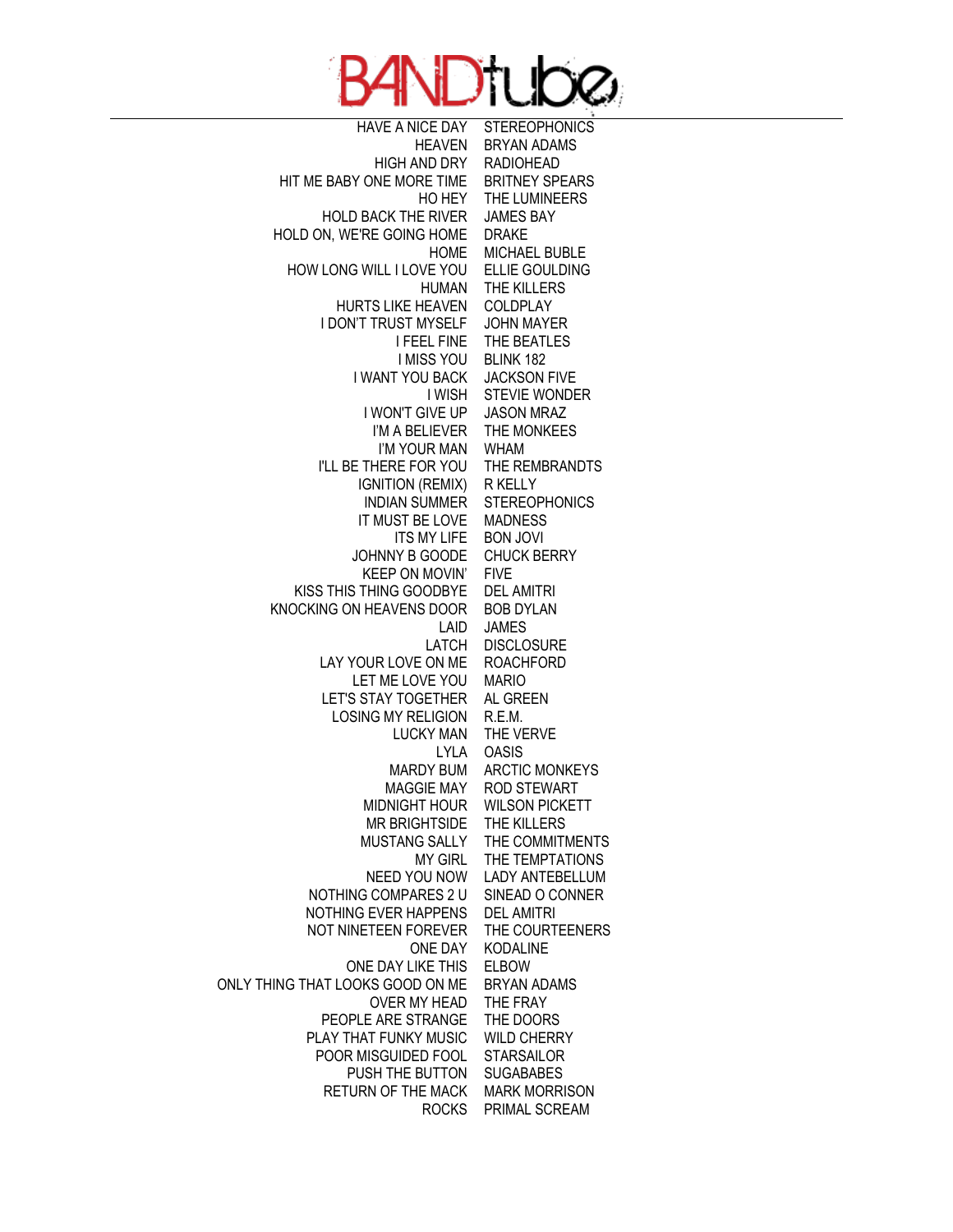BANDtube

| | |
|---|---|
| HAVE A NICE DAY | STEREOPHONICS |
| HEAVEN | BRYAN ADAMS |
| HIGH AND DRY | RADIOHEAD |
| HIT ME BABY ONE MORE TIME | BRITNEY SPEARS |
| HO HEY | THE LUMINEERS |
| HOLD BACK THE RIVER | JAMES BAY |
| HOLD ON, WE'RE GOING HOME | DRAKE |
| HOME | MICHAEL BUBLE |
| HOW LONG WILL I LOVE YOU | ELLIE GOULDING |
| HUMAN | THE KILLERS |
| HURTS LIKE HEAVEN | COLDPLAY |
| I DON'T TRUST MYSELF | JOHN MAYER |
| I FEEL FINE | THE BEATLES |
| I MISS YOU | BLINK 182 |
| I WANT YOU BACK | JACKSON FIVE |
| I WISH | STEVIE WONDER |
| I WON'T GIVE UP | JASON MRAZ |
| I'M A BELIEVER | THE MONKEES |
| I'M YOUR MAN | WHAM |
| I'LL BE THERE FOR YOU | THE REMBRANDTS |
| IGNITION (REMIX) | R KELLY |
| INDIAN SUMMER | STEREOPHONICS |
| IT MUST BE LOVE | MADNESS |
| ITS MY LIFE | BON JOVI |
| JOHNNY B GOODE | CHUCK BERRY |
| KEEP ON MOVIN' | FIVE |
| KISS THIS THING GOODBYE | DEL AMITRI |
| KNOCKING ON HEAVENS DOOR | BOB DYLAN |
| LAID | JAMES |
| LATCH | DISCLOSURE |
| LAY YOUR LOVE ON ME | ROACHFORD |
| LET ME LOVE YOU | MARIO |
| LET'S STAY TOGETHER | AL GREEN |
| LOSING MY RELIGION | R.E.M. |
| LUCKY MAN | THE VERVE |
| LYLA | OASIS |
| MARDY BUM | ARCTIC MONKEYS |
| MAGGIE MAY | ROD STEWART |
| MIDNIGHT HOUR | WILSON PICKETT |
| MR BRIGHTSIDE | THE KILLERS |
| MUSTANG SALLY | THE COMMITMENTS |
| MY GIRL | THE TEMPTATIONS |
| NEED YOU NOW | LADY ANTEBELLUM |
| NOTHING COMPARES 2 U | SINEAD O CONNER |
| NOTHING EVER HAPPENS | DEL AMITRI |
| NOT NINETEEN FOREVER | THE COURTEENERS |
| ONE DAY | KODALINE |
| ONE DAY LIKE THIS | ELBOW |
| ONLY THING THAT LOOKS GOOD ON ME | BRYAN ADAMS |
| OVER MY HEAD | THE FRAY |
| PEOPLE ARE STRANGE | THE DOORS |
| PLAY THAT FUNKY MUSIC | WILD CHERRY |
| POOR MISGUIDED FOOL | STARSAILOR |
| PUSH THE BUTTON | SUGABABES |
| RETURN OF THE MACK | MARK MORRISON |
| ROCKS | PRIMAL SCREAM |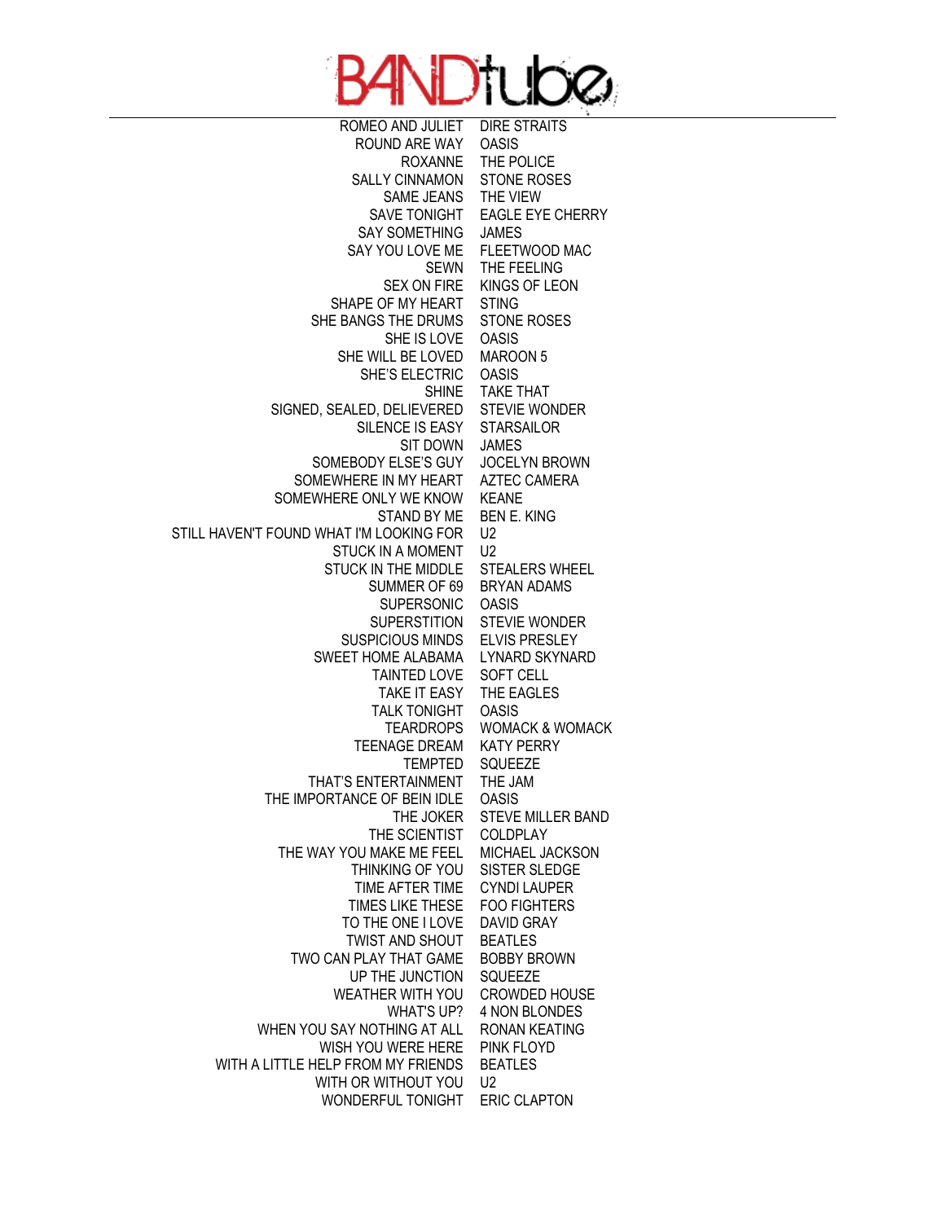# BANDtube

| | |
|---|---|
| ROMEO AND JULIET | DIRE STRAITS |
| ROUND ARE WAY | OASIS |
| ROXANNE | THE POLICE |
| SALLY CINNAMON | STONE ROSES |
| SAME JEANS | THE VIEW |
| SAVE TONIGHT | EAGLE EYE CHERRY |
| SAY SOMETHING | JAMES |
| SAY YOU LOVE ME | FLEETWOOD MAC |
| SEWN | THE FEELING |
| SEX ON FIRE | KINGS OF LEON |
| SHAPE OF MY HEART | STING |
| SHE BANGS THE DRUMS | STONE ROSES |
| SHE IS LOVE | OASIS |
| SHE WILL BE LOVED | MAROON 5 |
| SHE'S ELECTRIC | OASIS |
| SHINE | TAKE THAT |
| SIGNED, SEALED, DELIEVERED | STEVIE WONDER |
| SILENCE IS EASY | STARSAILOR |
| SIT DOWN | JAMES |
| SOMEBODY ELSE'S GUY | JOCELYN BROWN |
| SOMEWHERE IN MY HEART | AZTEC CAMERA |
| SOMEWHERE ONLY WE KNOW | KEANE |
| STAND BY ME | BEN E. KING |
| STILL HAVEN'T FOUND WHAT I'M LOOKING FOR | U2 |
| STUCK IN A MOMENT | U2 |
| STUCK IN THE MIDDLE | STEALERS WHEEL |
| SUMMER OF 69 | BRYAN ADAMS |
| SUPERSONIC | OASIS |
| SUPERSTITION | STEVIE WONDER |
| SUSPICIOUS MINDS | ELVIS PRESLEY |
| SWEET HOME ALABAMA | LYNARD SKYNARD |
| TAINTED LOVE | SOFT CELL |
| TAKE IT EASY | THE EAGLES |
| TALK TONIGHT | OASIS |
| TEARDROPS | WOMACK & WOMACK |
| TEENAGE DREAM | KATY PERRY |
| TEMPTED | SQUEEZE |
| THAT'S ENTERTAINMENT | THE JAM |
| THE IMPORTANCE OF BEIN IDLE | OASIS |
| THE JOKER | STEVE MILLER BAND |
| THE SCIENTIST | COLDPLAY |
| THE WAY YOU MAKE ME FEEL | MICHAEL JACKSON |
| THINKING OF YOU | SISTER SLEDGE |
| TIME AFTER TIME | CYNDI LAUPER |
| TIMES LIKE THESE | FOO FIGHTERS |
| TO THE ONE I LOVE | DAVID GRAY |
| TWIST AND SHOUT | BEATLES |
| TWO CAN PLAY THAT GAME | BOBBY BROWN |
| UP THE JUNCTION | SQUEEZE |
| WEATHER WITH YOU | CROWDED HOUSE |
| WHAT'S UP? | 4 NON BLONDES |
| WHEN YOU SAY NOTHING AT ALL | RONAN KEATING |
| WISH YOU WERE HERE | PINK FLOYD |
| WITH A LITTLE HELP FROM MY FRIENDS | BEATLES |
| WITH OR WITHOUT YOU | U2 |
| WONDERFUL TONIGHT | ERIC CLAPTON |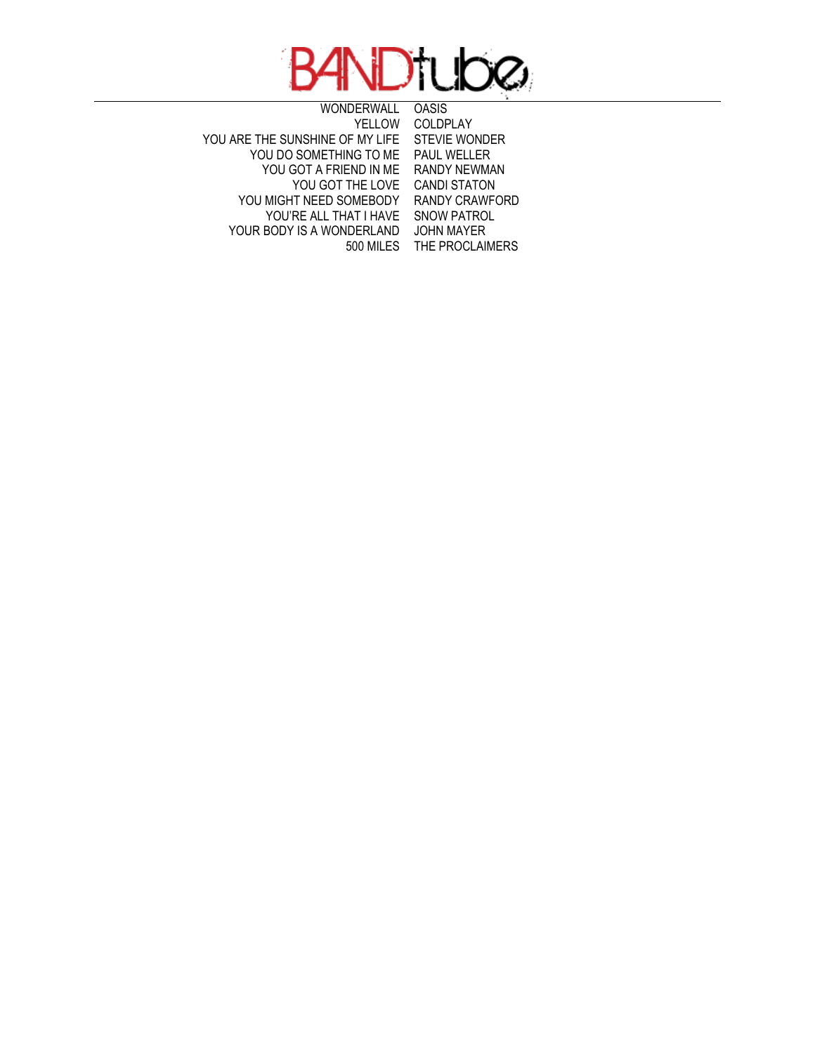BANDtube

| | |
|---|---|
| WONDERWALL | OASIS |
| YELLOW | COLDPLAY |
| YOU ARE THE SUNSHINE OF MY LIFE | STEVIE WONDER |
| YOU DO SOMETHING TO ME | PAUL WELLER |
| YOU GOT A FRIEND IN ME | RANDY NEWMAN |
| YOU GOT THE LOVE | CANDI STATON |
| YOU MIGHT NEED SOMEBODY | RANDY CRAWFORD |
| YOU'RE ALL THAT I HAVE | SNOW PATROL |
| YOUR BODY IS A WONDERLAND | JOHN MAYER |
| 500 MILES | THE PROCLAIMERS |